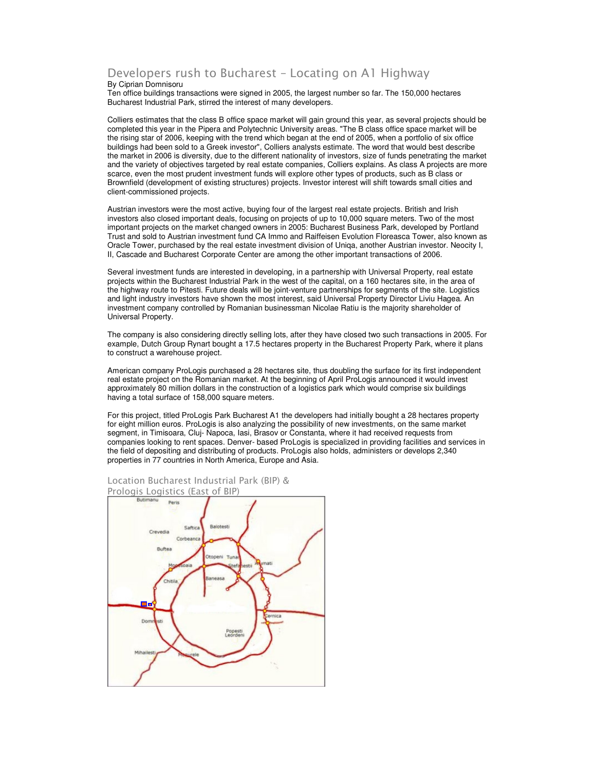# Developers rush to Bucharest – Locating on A1 Highway

By Ciprian Domnisoru

Ten office buildings transactions were signed in 2005, the largest number so far. The 150,000 hectares Bucharest Industrial Park, stirred the interest of many developers.

Colliers estimates that the class B office space market will gain ground this year, as several projects should be completed this year in the Pipera and Polytechnic University areas. "The B class office space market will be the rising star of 2006, keeping with the trend which began at the end of 2005, when a portfolio of six office buildings had been sold to a Greek investor", Colliers analysts estimate. The word that would best describe the market in 2006 is diversity, due to the different nationality of investors, size of funds penetrating the market and the variety of objectives targeted by real estate companies, Colliers explains. As class A projects are more scarce, even the most prudent investment funds will explore other types of products, such as B class or Brownfield (development of existing structures) projects. Investor interest will shift towards small cities and client-commissioned projects.

Austrian investors were the most active, buying four of the largest real estate projects. British and Irish investors also closed important deals, focusing on projects of up to 10,000 square meters. Two of the most important projects on the market changed owners in 2005: Bucharest Business Park, developed by Portland Trust and sold to Austrian investment fund CA Immo and Raiffeisen Evolution Floreasca Tower, also known as Oracle Tower, purchased by the real estate investment division of Uniqa, another Austrian investor. Neocity I, II, Cascade and Bucharest Corporate Center are among the other important transactions of 2006.

Several investment funds are interested in developing, in a partnership with Universal Property, real estate projects within the Bucharest Industrial Park in the west of the capital, on a 160 hectares site, in the area of the highway route to Pitesti. Future deals will be joint-venture partnerships for segments of the site. Logistics and light industry investors have shown the most interest, said Universal Property Director Liviu Hagea. An investment company controlled by Romanian businessman Nicolae Ratiu is the majority shareholder of Universal Property.

The company is also considering directly selling lots, after they have closed two such transactions in 2005. For example, Dutch Group Rynart bought a 17.5 hectares property in the Bucharest Property Park, where it plans to construct a warehouse project.

American company ProLogis purchased a 28 hectares site, thus doubling the surface for its first independent real estate project on the Romanian market. At the beginning of April ProLogis announced it would invest approximately 80 million dollars in the construction of a logistics park which would comprise six buildings having a total surface of 158,000 square meters.

For this project, titled ProLogis Park Bucharest A1 the developers had initially bought a 28 hectares property for eight million euros. ProLogis is also analyzing the possibility of new investments, on the same market segment, in Timisoara, Cluj- Napoca, Iasi, Brasov or Constanta, where it had received requests from companies looking to rent spaces. Denver- based ProLogis is specialized in providing facilities and services in the field of depositing and distributing of products. ProLogis also holds, administers or develops 2,340 properties in 77 countries in North America, Europe and Asia.

## Location Bucharest Industrial Park (BIP) & Prologis Logistics (East of BIP)

Butimanu
Peris
Crevedia
Saftica
Balotesti
Corbeanca
Buftea
Otopeni
Tunari
Mogosoaia
Stefanestii
Afumati
Chitila
Baneasa
Domnesti
Cernica
Popesti Leordeni
Mihailesti
Magurele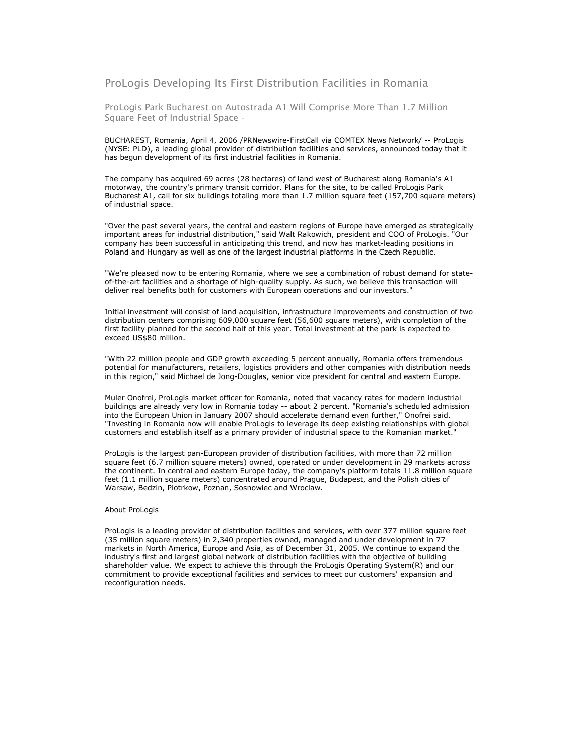# ProLogis Developing Its First Distribution Facilities in Romania

## ProLogis Park Bucharest on Autostrada A1 Will Comprise More Than 1.7 Million Square Feet of Industrial Space -

BUCHAREST, Romania, April 4, 2006 /PRNewswire-FirstCall via COMTEX News Network/ -- ProLogis (NYSE: PLD), a leading global provider of distribution facilities and services, announced today that it has begun development of its first industrial facilities in Romania.

The company has acquired 69 acres (28 hectares) of land west of Bucharest along Romania's A1 motorway, the country's primary transit corridor. Plans for the site, to be called ProLogis Park Bucharest A1, call for six buildings totaling more than 1.7 million square feet (157,700 square meters) of industrial space.

"Over the past several years, the central and eastern regions of Europe have emerged as strategically important areas for industrial distribution," said Walt Rakowich, president and COO of ProLogis. "Our company has been successful in anticipating this trend, and now has market-leading positions in Poland and Hungary as well as one of the largest industrial platforms in the Czech Republic.

"We're pleased now to be entering Romania, where we see a combination of robust demand for state-of-the-art facilities and a shortage of high-quality supply. As such, we believe this transaction will deliver real benefits both for customers with European operations and our investors."

Initial investment will consist of land acquisition, infrastructure improvements and construction of two distribution centers comprising 609,000 square feet (56,600 square meters), with completion of the first facility planned for the second half of this year. Total investment at the park is expected to exceed US$80 million.

"With 22 million people and GDP growth exceeding 5 percent annually, Romania offers tremendous potential for manufacturers, retailers, logistics providers and other companies with distribution needs in this region," said Michael de Jong-Douglas, senior vice president for central and eastern Europe.

Muler Onofrei, ProLogis market officer for Romania, noted that vacancy rates for modern industrial buildings are already very low in Romania today -- about 2 percent. "Romania's scheduled admission into the European Union in January 2007 should accelerate demand even further," Onofrei said. "Investing in Romania now will enable ProLogis to leverage its deep existing relationships with global customers and establish itself as a primary provider of industrial space to the Romanian market."

ProLogis is the largest pan-European provider of distribution facilities, with more than 72 million square feet (6.7 million square meters) owned, operated or under development in 29 markets across the continent. In central and eastern Europe today, the company's platform totals 11.8 million square feet (1.1 million square meters) concentrated around Prague, Budapest, and the Polish cities of Warsaw, Bedzin, Piotrkow, Poznan, Sosnowiec and Wroclaw.

About ProLogis

ProLogis is a leading provider of distribution facilities and services, with over 377 million square feet (35 million square meters) in 2,340 properties owned, managed and under development in 77 markets in North America, Europe and Asia, as of December 31, 2005. We continue to expand the industry's first and largest global network of distribution facilities with the objective of building shareholder value. We expect to achieve this through the ProLogis Operating System(R) and our commitment to provide exceptional facilities and services to meet our customers' expansion and reconfiguration needs.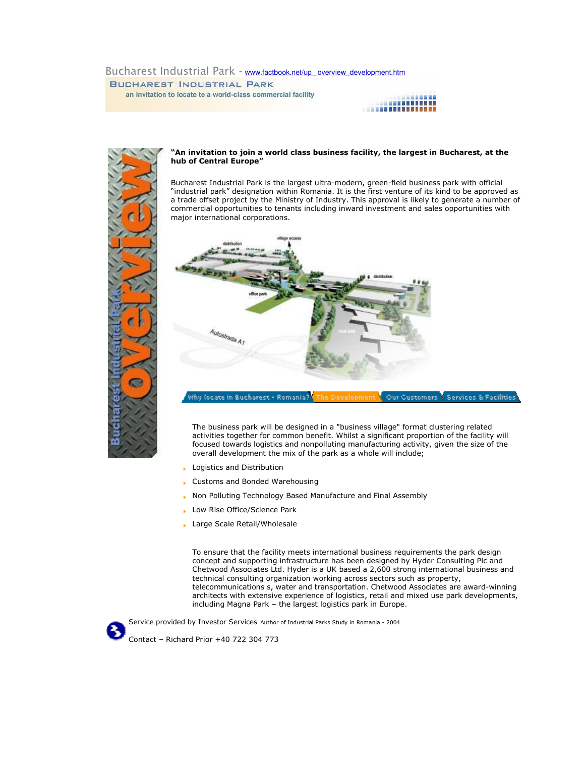Bucharest Industrial Park - www.factbook.net/up_overview_development.htm

**BUCHAREST INDUSTRIAL PARK**

an invitation to locate to a world-class commercial facility

**"An invitation to join a world class business facility, the largest in Bucharest, at the hub of Central Europe"**

Bucharest Industrial Park is the largest ultra-modern, green-field business park with official "industrial park" designation within Romania. It is the first venture of its kind to be approved as a trade offset project by the Ministry of Industry. This approval is likely to generate a number of commercial opportunities to tenants including inward investment and sales opportunities with major international corporations.

distribution

village access

distribution

office park

Autostrada A1

retail park

Why locate in Bucharest - Romania? | The Development | Our Customers | Services & Facilities

The business park will be designed in a "business village" format clustering related activities together for common benefit. Whilst a significant proportion of the facility will focused towards logistics and nonpolluting manufacturing activity, given the size of the overall development the mix of the park as a whole will include;

- Logistics and Distribution
- Customs and Bonded Warehousing
- Non Polluting Technology Based Manufacture and Final Assembly
- Low Rise Office/Science Park
- Large Scale Retail/Wholesale

To ensure that the facility meets international business requirements the park design concept and supporting infrastructure has been designed by Hyder Consulting Plc and Chetwood Associates Ltd. Hyder is a UK based a 2,600 strong international business and technical consulting organization working across sectors such as property, telecommunications s, water and transportation. Chetwood Associates are award-winning architects with extensive experience of logistics, retail and mixed use park developments, including Magna Park – the largest logistics park in Europe.

Service provided by Investor Services Author of Industrial Parks Study in Romania - 2004

Contact – Richard Prior +40 722 304 773